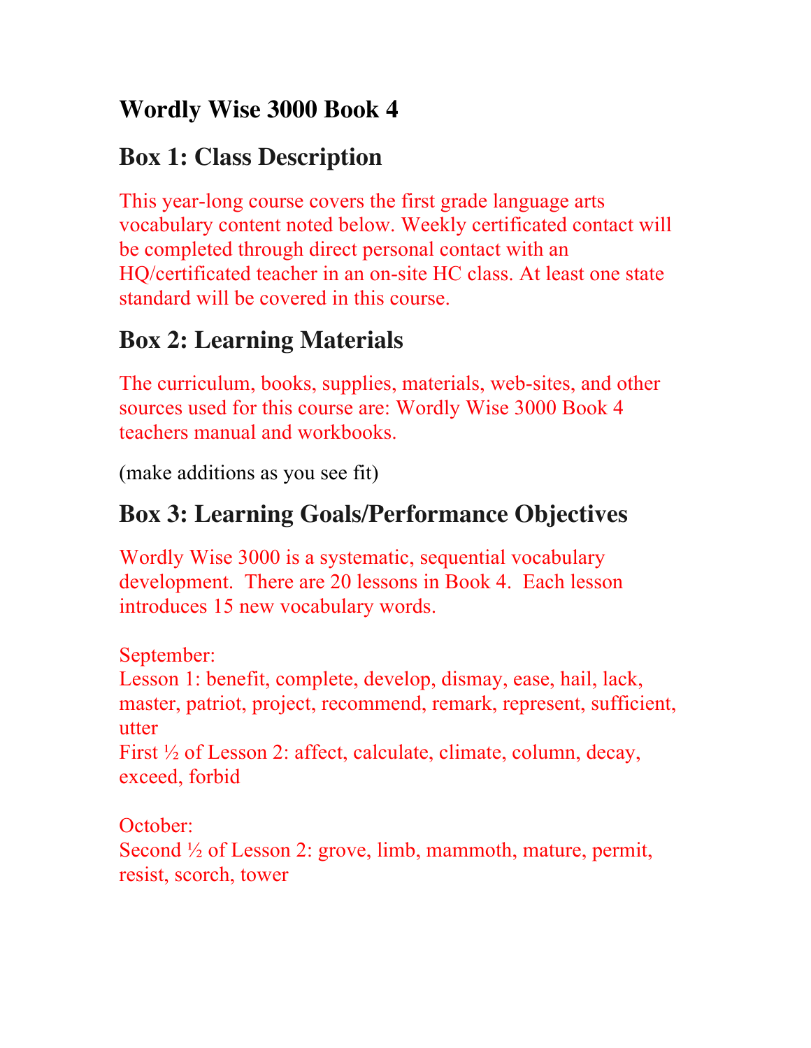# Wordly Wise 3000 Book 4

## Box 1: Class Description

This year-long course covers the first grade language arts vocabulary content noted below. Weekly certificated contact will be completed through direct personal contact with an HQ/certificated teacher in an on-site HC class. At least one state standard will be covered in this course.

## Box 2: Learning Materials

The curriculum, books, supplies, materials, web-sites, and other sources used for this course are: Wordly Wise 3000 Book 4 teachers manual and workbooks.

(make additions as you see fit)

## Box 3: Learning Goals/Performance Objectives

Wordly Wise 3000 is a systematic, sequential vocabulary development. There are 20 lessons in Book 4. Each lesson introduces 15 new vocabulary words.

September:
Lesson 1: benefit, complete, develop, dismay, ease, hail, lack, master, patriot, project, recommend, remark, represent, sufficient, utter
First ½ of Lesson 2: affect, calculate, climate, column, decay, exceed, forbid

October:
Second ½ of Lesson 2: grove, limb, mammoth, mature, permit, resist, scorch, tower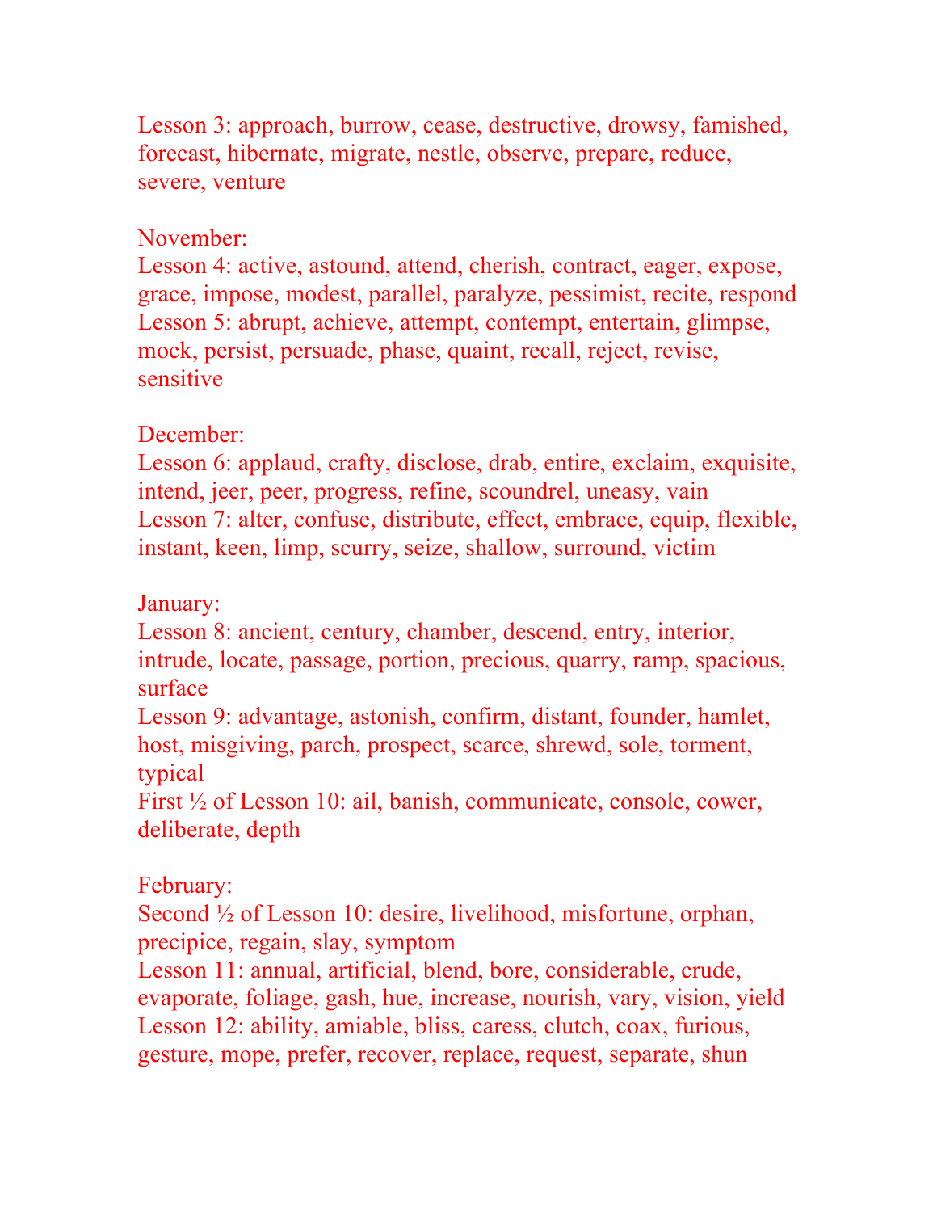Lesson 3: approach, burrow, cease, destructive, drowsy, famished, forecast, hibernate, migrate, nestle, observe, prepare, reduce, severe, venture

November:
Lesson 4: active, astound, attend, cherish, contract, eager, expose, grace, impose, modest, parallel, paralyze, pessimist, recite, respond
Lesson 5: abrupt, achieve, attempt, contempt, entertain, glimpse, mock, persist, persuade, phase, quaint, recall, reject, revise, sensitive

December:
Lesson 6: applaud, crafty, disclose, drab, entire, exclaim, exquisite, intend, jeer, peer, progress, refine, scoundrel, uneasy, vain
Lesson 7: alter, confuse, distribute, effect, embrace, equip, flexible, instant, keen, limp, scurry, seize, shallow, surround, victim

January:
Lesson 8: ancient, century, chamber, descend, entry, interior, intrude, locate, passage, portion, precious, quarry, ramp, spacious, surface
Lesson 9: advantage, astonish, confirm, distant, founder, hamlet, host, misgiving, parch, prospect, scarce, shrewd, sole, torment, typical
First ½ of Lesson 10: ail, banish, communicate, console, cower, deliberate, depth

February:
Second ½ of Lesson 10: desire, livelihood, misfortune, orphan, precipice, regain, slay, symptom
Lesson 11: annual, artificial, blend, bore, considerable, crude, evaporate, foliage, gash, hue, increase, nourish, vary, vision, yield
Lesson 12: ability, amiable, bliss, caress, clutch, coax, furious, gesture, mope, prefer, recover, replace, request, separate, shun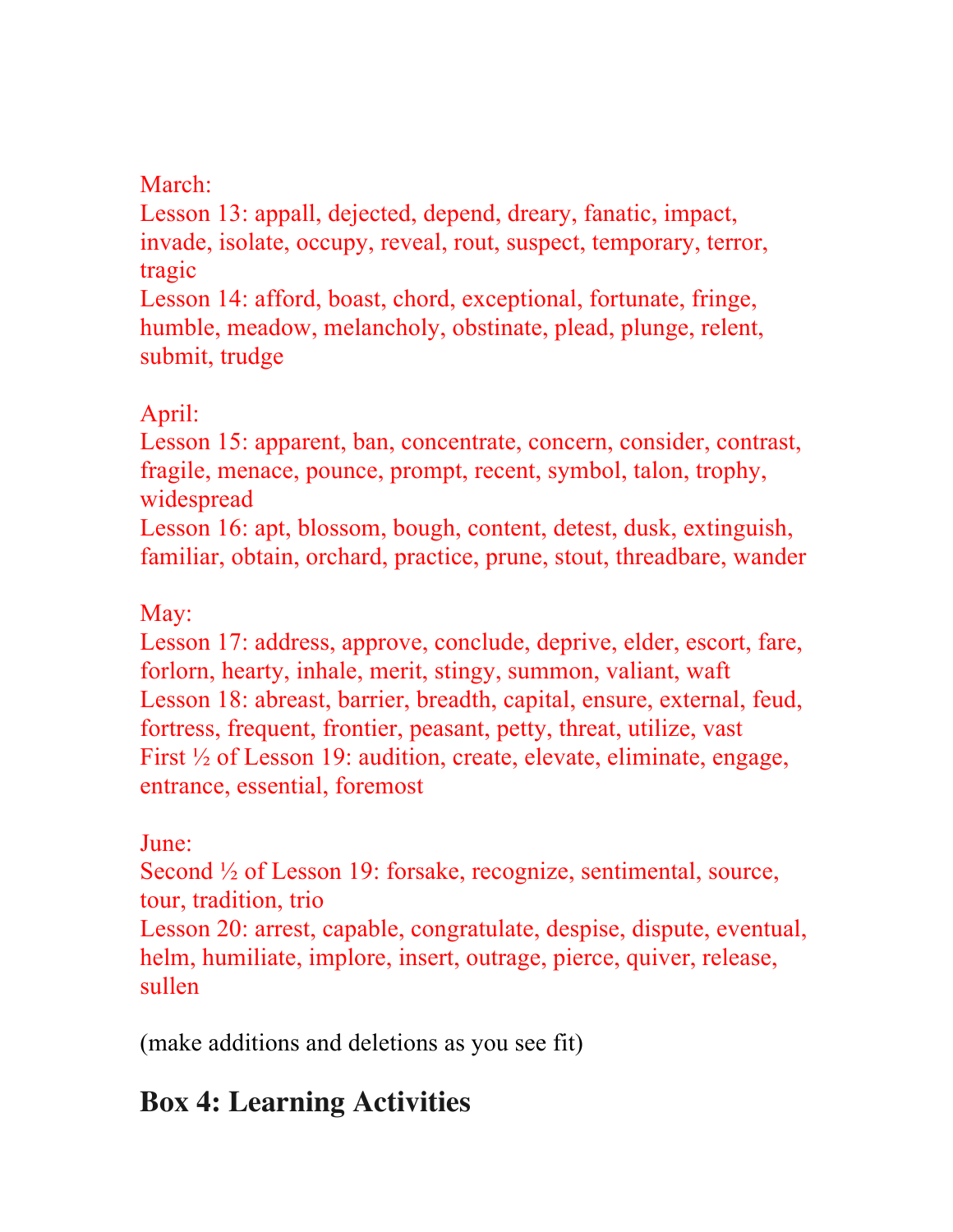March:
Lesson 13: appall, dejected, depend, dreary, fanatic, impact, invade, isolate, occupy, reveal, rout, suspect, temporary, terror, tragic
Lesson 14: afford, boast, chord, exceptional, fortunate, fringe, humble, meadow, melancholy, obstinate, plead, plunge, relent, submit, trudge

April:
Lesson 15: apparent, ban, concentrate, concern, consider, contrast, fragile, menace, pounce, prompt, recent, symbol, talon, trophy, widespread
Lesson 16: apt, blossom, bough, content, detest, dusk, extinguish, familiar, obtain, orchard, practice, prune, stout, threadbare, wander

May:
Lesson 17: address, approve, conclude, deprive, elder, escort, fare, forlorn, hearty, inhale, merit, stingy, summon, valiant, waft
Lesson 18: abreast, barrier, breadth, capital, ensure, external, feud, fortress, frequent, frontier, peasant, petty, threat, utilize, vast
First ½ of Lesson 19: audition, create, elevate, eliminate, engage, entrance, essential, foremost

June:
Second ½ of Lesson 19: forsake, recognize, sentimental, source, tour, tradition, trio
Lesson 20: arrest, capable, congratulate, despise, dispute, eventual, helm, humiliate, implore, insert, outrage, pierce, quiver, release, sullen

(make additions and deletions as you see fit)

## Box 4: Learning Activities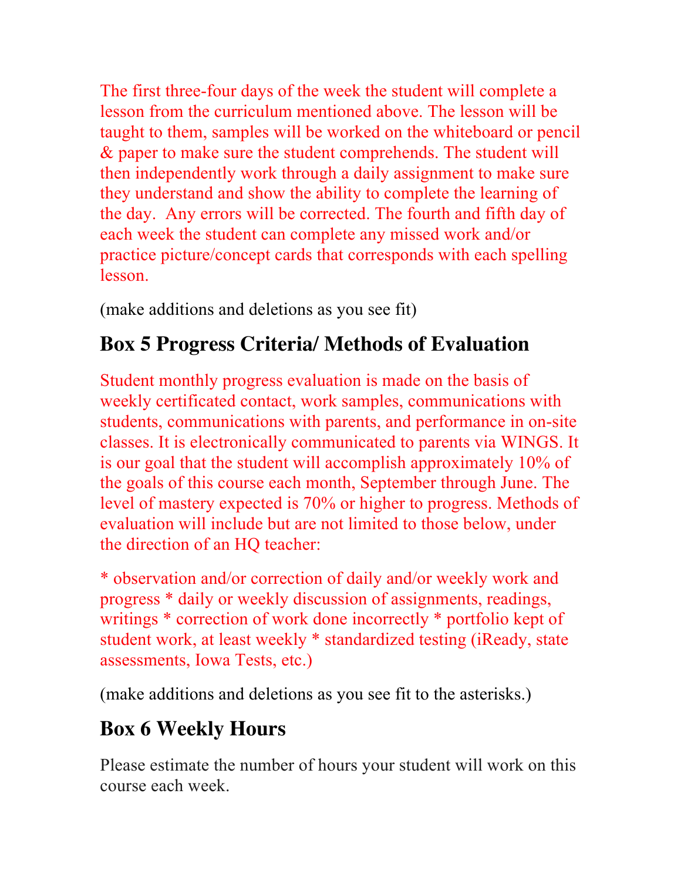The first three-four days of the week the student will complete a lesson from the curriculum mentioned above. The lesson will be taught to them, samples will be worked on the whiteboard or pencil & paper to make sure the student comprehends. The student will then independently work through a daily assignment to make sure they understand and show the ability to complete the learning of the day.  Any errors will be corrected. The fourth and fifth day of each week the student can complete any missed work and/or practice picture/concept cards that corresponds with each spelling lesson.

(make additions and deletions as you see fit)

## Box 5 Progress Criteria/ Methods of Evaluation

Student monthly progress evaluation is made on the basis of weekly certificated contact, work samples, communications with students, communications with parents, and performance in on-site classes. It is electronically communicated to parents via WINGS. It is our goal that the student will accomplish approximately 10% of the goals of this course each month, September through June. The level of mastery expected is 70% or higher to progress. Methods of evaluation will include but are not limited to those below, under the direction of an HQ teacher:

* observation and/or correction of daily and/or weekly work and progress * daily or weekly discussion of assignments, readings, writings * correction of work done incorrectly * portfolio kept of student work, at least weekly * standardized testing (iReady, state assessments, Iowa Tests, etc.)

(make additions and deletions as you see fit to the asterisks.)

## Box 6 Weekly Hours

Please estimate the number of hours your student will work on this course each week.